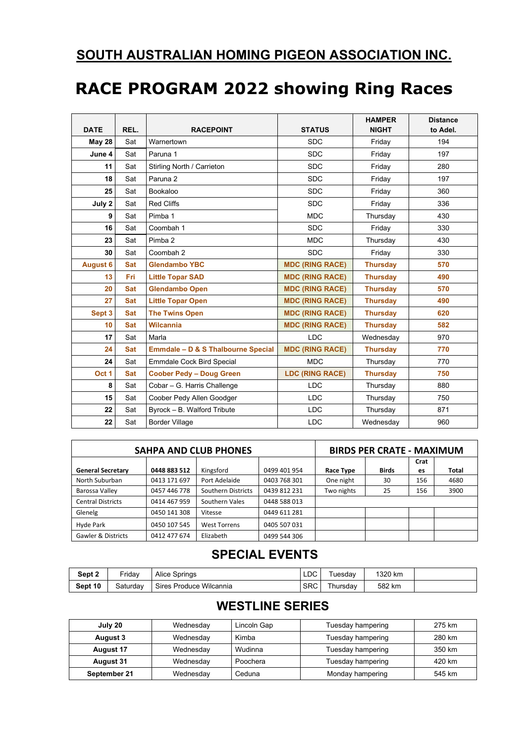## SOUTH AUSTRALIAN HOMING PIGEON ASSOCIATION INC.

# RACE PROGRAM 2022 showing Ring Races

| DATE | REL. | RACEPOINT | STATUS | HAMPER NIGHT | Distance to Adel. |
|---|---|---|---|---|---|
| **May 28** | Sat | Warnertown | SDC | Friday | 194 |
| **June 4** | Sat | Paruna 1 | SDC | Friday | 197 |
| **11** | Sat | Stirling North / Carrieton | SDC | Friday | 280 |
| **18** | Sat | Paruna 2 | SDC | Friday | 197 |
| **25** | Sat | Bookaloo | SDC | Friday | 360 |
| **July 2** | Sat | Red Cliffs | SDC | Friday | 336 |
| **9** | Sat | Pimba 1 | MDC | Thursday | 430 |
| **16** | Sat | Coombah 1 | SDC | Friday | 330 |
| **23** | Sat | Pimba 2 | MDC | Thursday | 430 |
| **30** | Sat | Coombah 2 | SDC | Friday | 330 |
| **August 6** | **Sat** | **Glendambo YBC** | **MDC (RING RACE)** | **Thursday** | **570** |
| **13** | **Fri** | **Little Topar SAD** | **MDC (RING RACE)** | **Thursday** | **490** |
| **20** | **Sat** | **Glendambo Open** | **MDC (RING RACE)** | **Thursday** | **570** |
| **27** | **Sat** | **Little Topar Open** | **MDC (RING RACE)** | **Thursday** | **490** |
| **Sept 3** | **Sat** | **The Twins Open** | **MDC (RING RACE)** | **Thursday** | **620** |
| **10** | **Sat** | **Wilcannia** | **MDC (RING RACE)** | **Thursday** | **582** |
| **17** | Sat | Marla | LDC | Wednesday | 970 |
| **24** | **Sat** | **Emmdale – D & S Thalbourne Special** | **MDC (RING RACE)** | **Thursday** | **770** |
| **24** | Sat | Emmdale Cock Bird Special | MDC | Thursday | 770 |
| **Oct 1** | **Sat** | **Coober Pedy – Doug Green** | **LDC (RING RACE)** | **Thursday** | **750** |
| **8** | Sat | Cobar – G. Harris Challenge | LDC | Thursday | 880 |
| **15** | Sat | Coober Pedy Allen Goodger | LDC | Thursday | 750 |
| **22** | Sat | Byrock – B. Walford Tribute | LDC | Thursday | 871 |
| **22** | Sat | Border Village | LDC | Wednesday | 960 |

| SAHPA AND CLUB PHONES | | | | BIRDS PER CRATE - MAXIMUM | | | |
|---|---|---|---|---|---|---|---|
| **General Secretary** | **0448 883 512** | Kingsford | 0499 401 954 | **Race Type** | **Birds** | **Crates** | **Total** |
| North Suburban | 0413 171 697 | Port Adelaide | 0403 768 301 | One night | 30 | 156 | 4680 |
| Barossa Valley | 0457 446 778 | Southern Districts | 0439 812 231 | Two nights | 25 | 156 | 3900 |
| Central Districts | 0414 467 959 | Southern Vales | 0448 588 013 | | | | |
| Glenelg | 0450 141 308 | Vitesse | 0449 611 281 | | | | |
| Hyde Park | 0450 107 545 | West Torrens | 0405 507 031 | | | | |
| Gawler & Districts | 0412 477 674 | Elizabeth | 0499 544 306 | | | | |

## SPECIAL EVENTS

| | | | | | | |
|---|---|---|---|---|---|---|
| **Sept 2** | Friday | Alice Springs | LDC | Tuesday | 1320 km | |
| **Sept 10** | Saturday | Sires Produce Wilcannia | SRC | Thursday | 582 km | |

## WESTLINE SERIES

| | | | | |
|---|---|---|---|---|
| **July 20** | Wednesday | Lincoln Gap | Tuesday hampering | 275 km |
| **August 3** | Wednesday | Kimba | Tuesday hampering | 280 km |
| **August 17** | Wednesday | Wudinna | Tuesday hampering | 350 km |
| **August 31** | Wednesday | Poochera | Tuesday hampering | 420 km |
| **September 21** | Wednesday | Ceduna | Monday hampering | 545 km |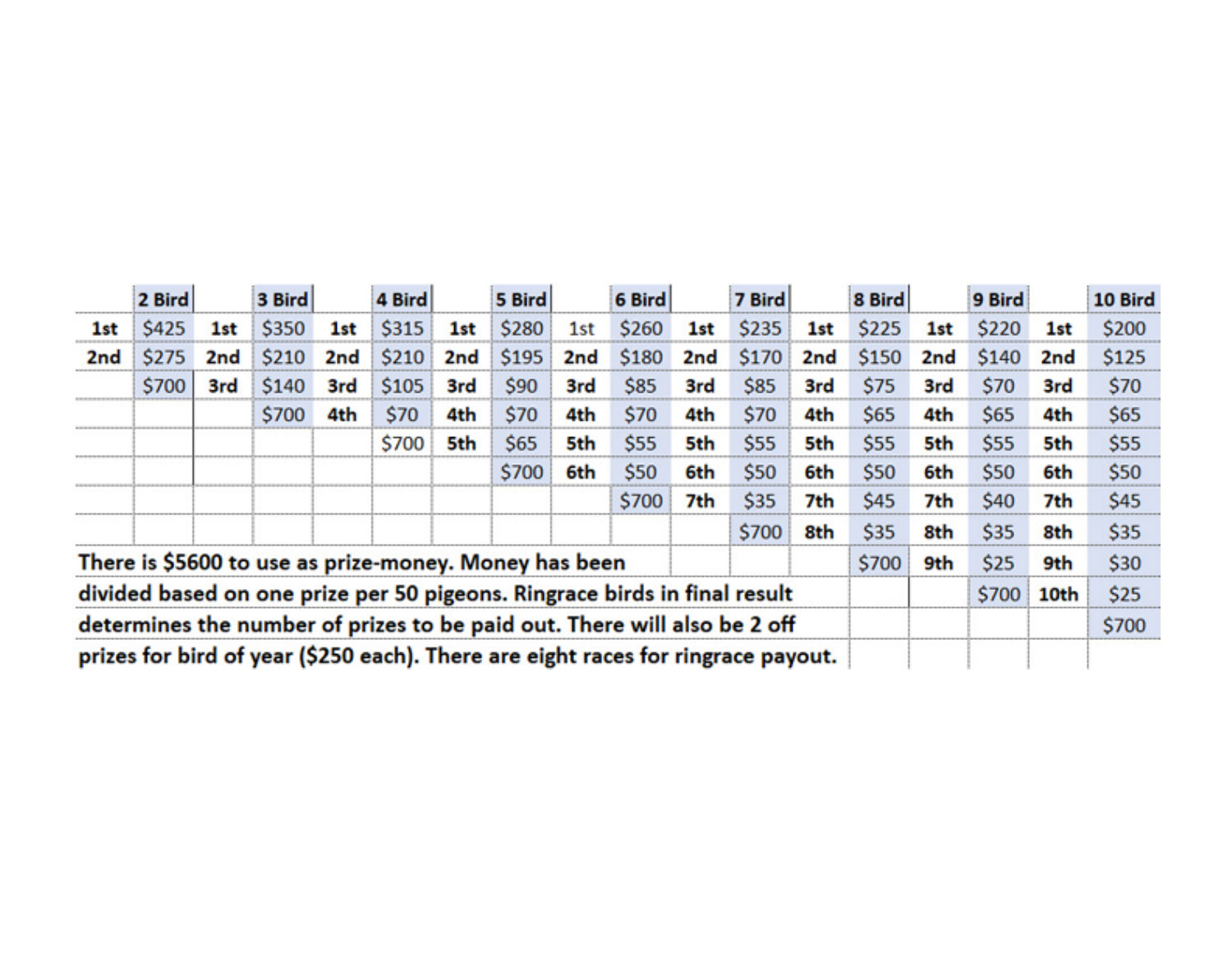| | 2 Bird | | 3 Bird | | 4 Bird | | 5 Bird | | 6 Bird | | 7 Bird | | 8 Bird | | 9 Bird | | 10 Bird |
|---|---|---|---|---|---|---|---|---|---|---|---|---|---|---|---|---|---|
| 1st | $425 | 1st | $350 | 1st | $315 | 1st | $280 | 1st | $260 | 1st | $235 | 1st | $225 | 1st | $220 | 1st | $200 |
| 2nd | $275 | 2nd | $210 | 2nd | $210 | 2nd | $195 | 2nd | $180 | 2nd | $170 | 2nd | $150 | 2nd | $140 | 2nd | $125 |
| | $700 | 3rd | $140 | 3rd | $105 | 3rd | $90 | 3rd | $85 | 3rd | $85 | 3rd | $75 | 3rd | $70 | 3rd | $70 |
| | | | $700 | 4th | $70 | 4th | $70 | 4th | $70 | 4th | $70 | 4th | $65 | 4th | $65 | 4th | $65 |
| | | | | | $700 | 5th | $65 | 5th | $55 | 5th | $55 | 5th | $55 | 5th | $55 | 5th | $55 |
| | | | | | | | $700 | 6th | $50 | 6th | $50 | 6th | $50 | 6th | $50 | 6th | $50 |
| | | | | | | | | | $700 | 7th | $35 | 7th | $45 | 7th | $40 | 7th | $45 |
| | | | | | | | | | | | $700 | 8th | $35 | 8th | $35 | 8th | $35 |
| | | | | | | | | | | | | | $700 | 9th | $25 | 9th | $30 |
| | | | | | | | | | | | | | | | $700 | 10th | $25 |
| | | | | | | | | | | | | | | | | | $700 |

**There is $5600 to use as prize-money. Money has been divided based on one prize per 50 pigeons. Ringrace birds in final result determines the number of prizes to be paid out. There will also be 2 off prizes for bird of year ($250 each). There are eight races for ringrace payout.**